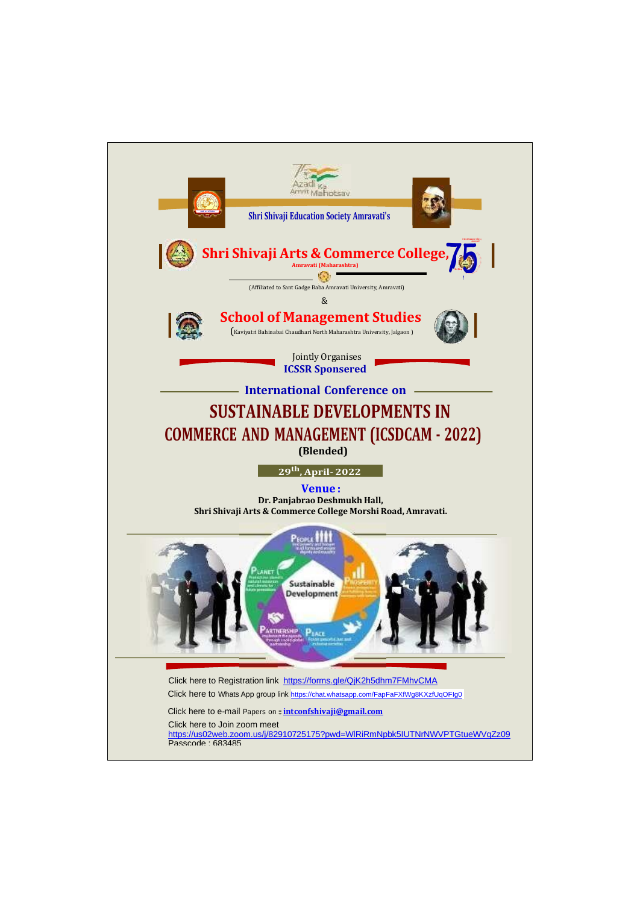Azadi Ka Amrit Mahotsav

Shri Shivaji Education Society Amravati's

## Shri Shivaji Arts & Commerce College,

Amravati (Maharashtra)

(Affiliated to Sant Gadge Baba Amravati University, Amravati)

&

## School of Management Studies

(Kaviyatri Bahinabai Chaudhari North Maharashtra University, Jalgaon )

Jointly Organises

**ICSSR Sponsered**

### International Conference on

# SUSTAINABLE DEVELOPMENTS IN COMMERCE AND MANAGEMENT (ICSDCAM - 2022)

**(Blended)**

**29th, April- 2022**

**Venue :**

**Dr. Panjabrao Deshmukh Hall,**
**Shri Shivaji Arts & Commerce College Morshi Road, Amravati.**

Click here to Registration link https://forms.gle/QjK2h5dhm7FMhvCMA

Click here to Whats App group link https://chat.whatsapp.com/FapFaFXfWg8KXzfUqOFIg0

Click here to e-mail Papers on :- **intconfshivaji@gmail.com**

Click here to Join zoom meet
https://us02web.zoom.us/j/82910725175?pwd=WlRiRmNpbk5IUTNrNWVPTGtueWVqZz09
Passcode : 683485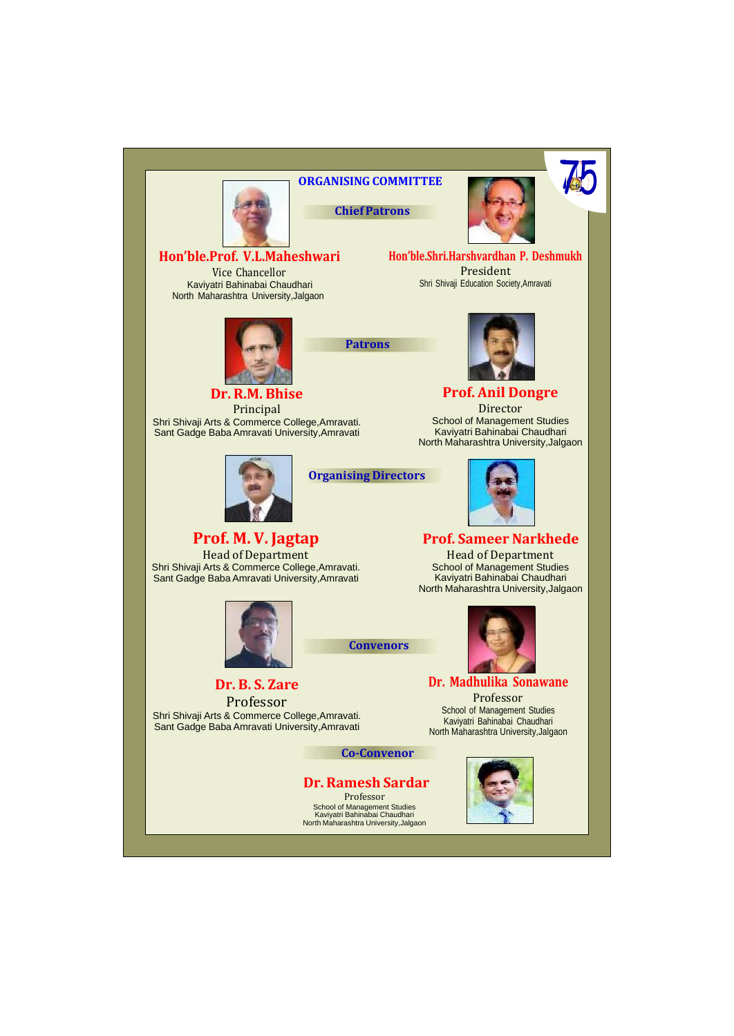# ORGANISING COMMITTEE

## Chief Patrons

**Hon'ble.Prof. V.L.Maheshwari**
Vice Chancellor
Kaviyatri Bahinabai Chaudhari
North Maharashtra University,Jalgaon

**Hon'ble.Shri.Harshvardhan P. Deshmukh**
President
Shri Shivaji Education Society,Amravati

## Patrons

**Dr. R.M. Bhise**
Principal
Shri Shivaji Arts & Commerce College,Amravati.
Sant Gadge Baba Amravati University,Amravati

**Prof. Anil Dongre**
Director
School of Management Studies
Kaviyatri Bahinabai Chaudhari
North Maharashtra University,Jalgaon

## Organising Directors

**Prof. M. V. Jagtap**
Head of Department
Shri Shivaji Arts & Commerce College,Amravati.
Sant Gadge Baba Amravati University,Amravati

**Prof. Sameer Narkhede**
Head of Department
School of Management Studies
Kaviyatri Bahinabai Chaudhari
North Maharashtra University,Jalgaon

## Convenors

**Dr. B. S. Zare**
Professor
Shri Shivaji Arts & Commerce College,Amravati.
Sant Gadge Baba Amravati University,Amravati

**Dr. Madhulika Sonawane**
Professor
School of Management Studies
Kaviyatri Bahinabai Chaudhari
North Maharashtra University,Jalgaon

## Co-Convenor

**Dr. Ramesh Sardar**
Professor
School of Management Studies
Kaviyatri Bahinabai Chaudhari
North Maharashtra University,Jalgaon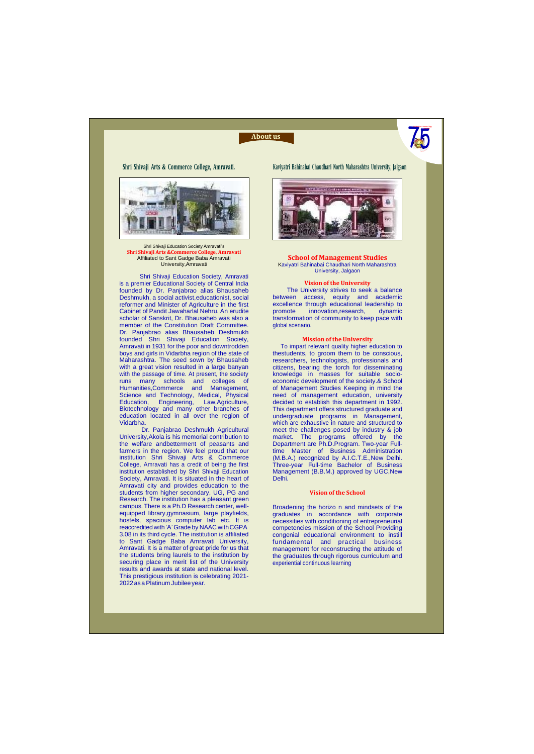## About us

### Shri Shivaji Arts & Commerce College, Amravati.

Shri Shivaji Education Society Amravati's
**Shri Shivaji Arts &Commerce College, Amravati**
Affiliated to Sant Gadge Baba Amravati University,Amravati

Shri Shivaji Education Society, Amravati is a premier Educational Society of Central India founded by Dr. Panjabrao alias Bhausaheb Deshmukh, a social activist,educationist, social reformer and Minister of Agriculture in the first Cabinet of Pandit Jawaharlal Nehru. An erudite scholar of Sanskrit, Dr. Bhausaheb was also a member of the Constitution Draft Committee. Dr. Panjabrao alias Bhausaheb Deshmukh founded Shri Shivaji Education Society, Amravati in 1931 for the poor and downtrodden boys and girls in Vidarbha region of the state of Maharashtra. The seed sown by Bhausaheb with a great vision resulted in a large banyan with the passage of time. At present, the society runs many schools and colleges of Humanities,Commerce and Management, Science and Technology, Medical, Physical Education, Engineering, Law,Agriculture, Biotechnology and many other branches of education located in all over the region of Vidarbha.

Dr. Panjabrao Deshmukh Agricultural University,Akola is his memorial contribution to the welfare andbetterment of peasants and farmers in the region. We feel proud that our institution Shri Shivaji Arts & Commerce College, Amravati has a credit of being the first institution established by Shri Shivaji Education Society, Amravati. It is situated in the heart of Amravati city and provides education to the students from higher secondary, UG, PG and Research. The institution has a pleasant green campus. There is a Ph.D Research center, well-equipped library,gymnasium, large playfields, hostels, spacious computer lab etc. It is reaccredited with 'A' Grade by NAAC with CGPA 3.08 in its third cycle. The institution is affiliated to Sant Gadge Baba Amravati University, Amravati. It is a matter of great pride for us that the students bring laurels to the institution by securing place in merit list of the University results and awards at state and national level. This prestigious institution is celebrating 2021-2022 as a Platinum Jubilee year.

### Kaviyatri Bahinabai Chaudhari North Maharashtra University, Jalgaon

**School of Management Studies**
Kaviyatri Bahinabai Chaudhari North Maharashtra University, Jalgaon

**Vision of the University**

The University strives to seek a balance between access, equity and academic excellence through educational leadership to promote innovation,research, dynamic transformation of community to keep pace with global scenario.

**Mission of the University**

To impart relevant quality higher education to thestudents, to groom them to be conscious, researchers, technologists, professionals and citizens, bearing the torch for disseminating knowledge in masses for suitable socio-economic development of the society.& School of Management Studies Keeping in mind the need of management education, university decided to establish this department in 1992. This department offers structured graduate and undergraduate programs in Management, which are exhaustive in nature and structured to meet the challenges posed by industry & job market. The programs offered by the Department are Ph.D.Program. Two-year Full-time Master of Business Administration (M.B.A.) recognized by A.I.C.T.E.,New Delhi. Three-year Full-time Bachelor of Business Management (B.B.M.) approved by UGC,New Delhi.

**Vision of the School**

Broadening the horizo n and mindsets of the graduates in accordance with corporate necessities with conditioning of entrepreneurial competencies mission of the School Providing congenial educational environment to instill fundamental and practical business management for reconstructing the attitude of the graduates through rigorous curriculum and experiential continuous learning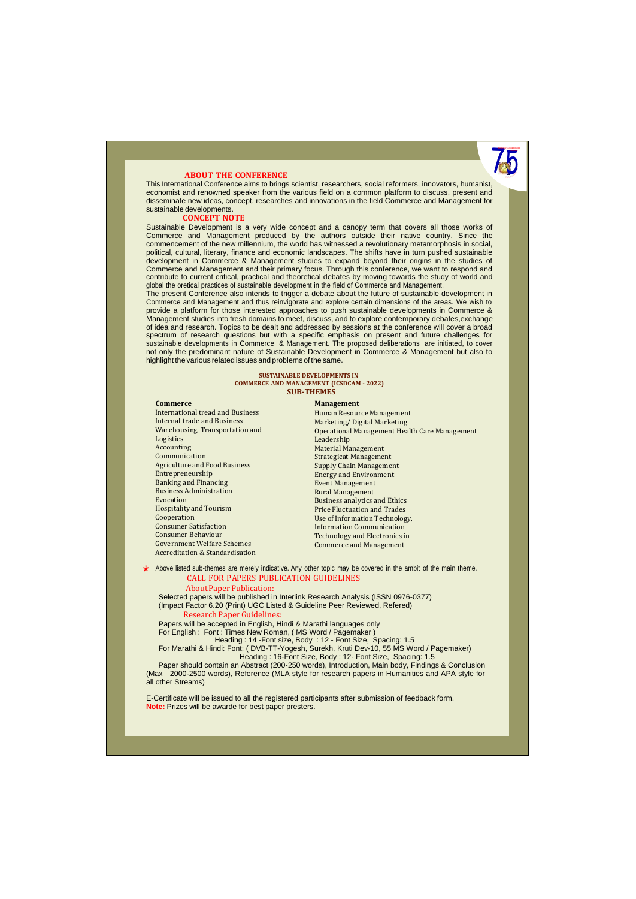## ABOUT THE CONFERENCE

This International Conference aims to brings scientist, researchers, social reformers, innovators, humanist, economist and renowned speaker from the various field on a common platform to discuss, present and disseminate new ideas, concept, researches and innovations in the field Commerce and Management for sustainable developments.

## CONCEPT NOTE

Sustainable Development is a very wide concept and a canopy term that covers all those works of Commerce and Management produced by the authors outside their native country. Since the commencement of the new millennium, the world has witnessed a revolutionary metamorphosis in social, political, cultural, literary, finance and economic landscapes. The shifts have in turn pushed sustainable development in Commerce & Management studies to expand beyond their origins in the studies of Commerce and Management and their primary focus. Through this conference, we want to respond and contribute to current critical, practical and theoretical debates by moving towards the study of world and global the oretical practices of sustainable development in the field of Commerce and Management.

The present Conference also intends to trigger a debate about the future of sustainable development in Commerce and Management and thus reinvigorate and explore certain dimensions of the areas. We wish to provide a platform for those interested approaches to push sustainable developments in Commerce & Management studies into fresh domains to meet, discuss, and to explore contemporary debates,exchange of idea and research. Topics to be dealt and addressed by sessions at the conference will cover a broad spectrum of research questions but with a specific emphasis on present and future challenges for sustainable developments in Commerce & Management. The proposed deliberations are initiated, to cover not only the predominant nature of Sustainable Development in Commerce & Management but also to highlight the various related issues and problems of the same.

**SUSTAINABLE DEVELOPMENTS IN COMMERCE AND MANAGEMENT (ICSDCAM - 2022)**

## SUB-THEMES

**Commerce**

International tread and Business
Internal trade and Business
Warehousing, Transportation and Logistics
Accounting
Communication
Agriculture and Food Business
Entrepreneurship
Banking and Financing
Business Administration
Evocation
Hospitality and Tourism
Cooperation
Consumer Satisfaction
Consumer Behaviour
Government Welfare Schemes
Accreditation & Standardisation

**Management**

Human Resource Management
Marketing/ Digital Marketing
Operational Management Health Care Management
Leadership
Material Management
Strategicat Management
Supply Chain Management
Energy and Environment
Event Management
Rural Management
Business analytics and Ethics
Price Fluctuation and Trades
Use of Information Technology, Information Communication Technology and Electronics in Commerce and Management

* Above listed sub-themes are merely indicative. Any other topic may be covered in the ambit of the main theme.

## CALL FOR PAPERS PUBLICATION GUIDELINES

### About Paper Publication:

Selected papers will be published in Interlink Research Analysis (ISSN 0976-0377) (Impact Factor 6.20 (Print) UGC Listed & Guideline Peer Reviewed, Refered)

### Research Paper Guidelines:

Papers will be accepted in English, Hindi & Marathi languages only
For English : Font : Times New Roman, ( MS Word / Pagemaker )
Heading : 14 -Font size, Body : 12 - Font Size, Spacing: 1.5
For Marathi & Hindi: Font: ( DVB-TT-Yogesh, Surekh, Kruti Dev-10, 55 MS Word / Pagemaker)
Heading : 16-Font Size, Body : 12- Font Size, Spacing: 1.5

Paper should contain an Abstract (200-250 words), Introduction, Main body, Findings & Conclusion (Max 2000-2500 words), Reference (MLA style for research papers in Humanities and APA style for all other Streams)

E-Certificate will be issued to all the registered participants after submission of feedback form.
**Note:** Prizes will be awarde for best paper presters.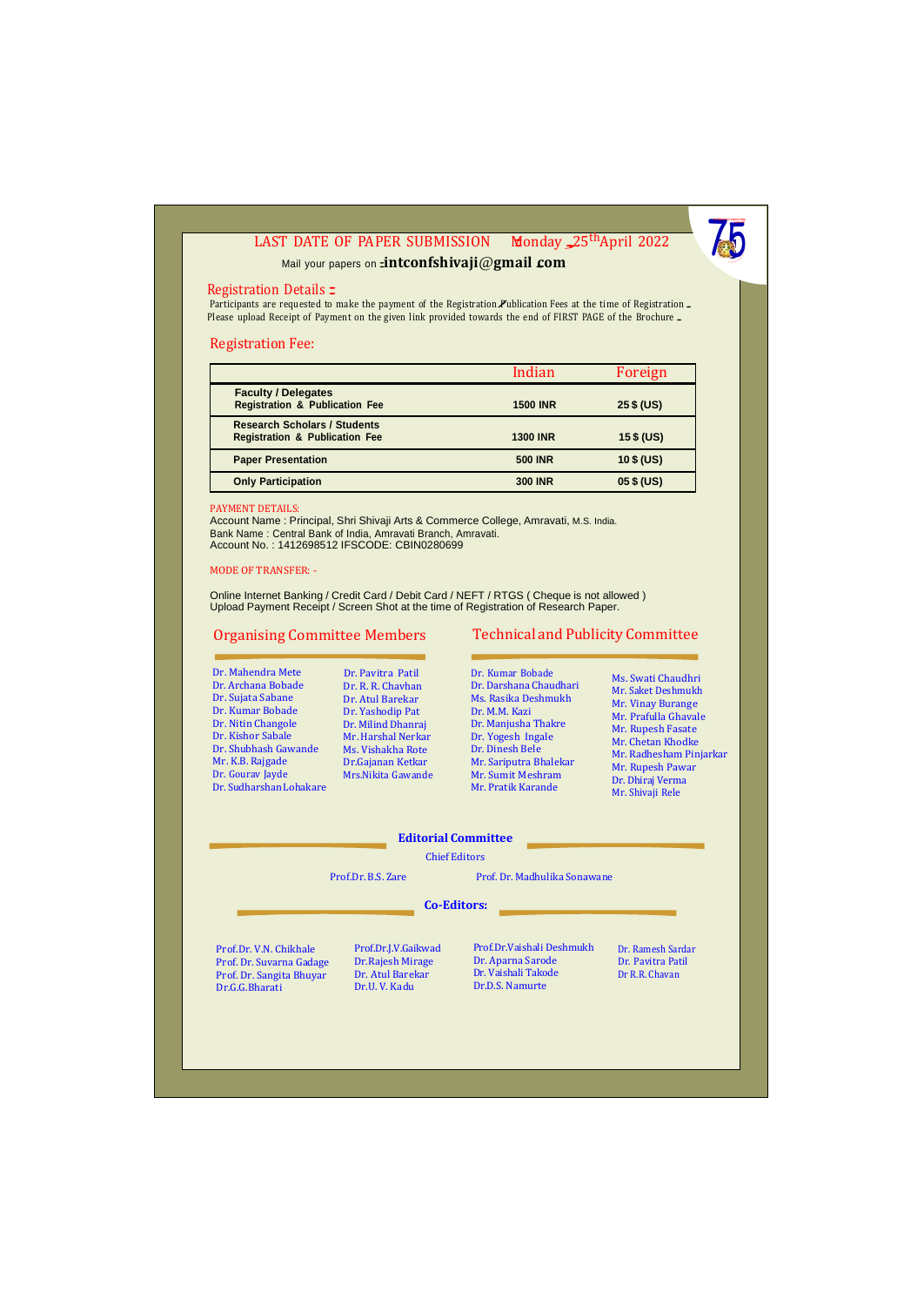LAST DATE OF PAPER SUBMISSION Monday 25th April 2022

Mail your papers on : **intconfshivaji@gmail.com**

## Registration Details :

Participants are requested to make the payment of the Registration /Publication Fees at the time of Registration . Please upload Receipt of Payment on the given link provided towards the end of FIRST PAGE of the Brochure .

## Registration Fee:

| | Indian | Foreign |
|---|---|---|
| **Faculty / Delegates Registration & Publication Fee** | **1500 INR** | **25 $ (US)** |
| **Research Scholars / Students Registration & Publication Fee** | **1300 INR** | **15 $ (US)** |
| **Paper Presentation** | **500 INR** | **10 $ (US)** |
| **Only Participation** | **300 INR** | **05 $ (US)** |

PAYMENT DETAILS:

Account Name : Principal, Shri Shivaji Arts & Commerce College, Amravati, M.S. India.
Bank Name : Central Bank of India, Amravati Branch, Amravati.
Account No. : 1412698512 IFSCODE: CBIN0280699

MODE OF TRANSFER: -

Online Internet Banking / Credit Card / Debit Card / NEFT / RTGS ( Cheque is not allowed )
Upload Payment Receipt / Screen Shot at the time of Registration of Research Paper.

## Organising Committee Members

Dr. Mahendra Mete
Dr. Archana Bobade
Dr. Sujata Sabane
Dr. Kumar Bobade
Dr. Nitin Changole
Dr. Kishor Sabale
Dr. Shubhash Gawande
Mr. K.B. Rajgade
Dr. Gourav Jayde
Dr. Sudharshan Lohakare
Dr. Pavitra Patil
Dr. R. R. Chavhan
Dr. Atul Barekar
Dr. Yashodip Pat
Dr. Milind Dhanraj
Mr. Harshal Nerkar
Ms. Vishakha Rote
Dr.Gajanan Ketkar
Mrs.Nikita Gawande

## Technical and Publicity Committee

Dr. Kumar Bobade
Dr. Darshana Chaudhari
Ms. Rasika Deshmukh
Dr. M.M. Kazi
Dr. Manjusha Thakre
Dr. Yogesh Ingale
Dr. Dinesh Bele
Mr. Sariputra Bhalekar
Mr. Sumit Meshram
Mr. Pratik Karande
Ms. Swati Chaudhri
Mr. Saket Deshmukh
Mr. Vinay Burange
Mr. Prafulla Ghavale
Mr. Rupesh Fasate
Mr. Chetan Khodke
Mr. Radhesham Pinjarkar
Mr. Rupesh Pawar
Dr. Dhiraj Verma
Mr. Shivaji Rele

## Editorial Committee

Chief Editors

Prof.Dr. B.S. Zare
Prof. Dr. Madhulika Sonawane

### Co-Editors:

Prof.Dr. V.N. Chikhale
Prof. Dr. Suvarna Gadage
Prof. Dr. Sangita Bhuyar
Dr.G.G.Bharati
Prof.Dr.J.V.Gaikwad
Dr.Rajesh Mirage
Dr. Atul Barekar
Dr.U. V. Kadu
Prof.Dr.Vaishali Deshmukh
Dr. Aparna Sarode
Dr. Vaishali Takode
Dr.D.S. Namurte
Dr. Ramesh Sardar
Dr. Pavitra Patil
Dr R.R. Chavan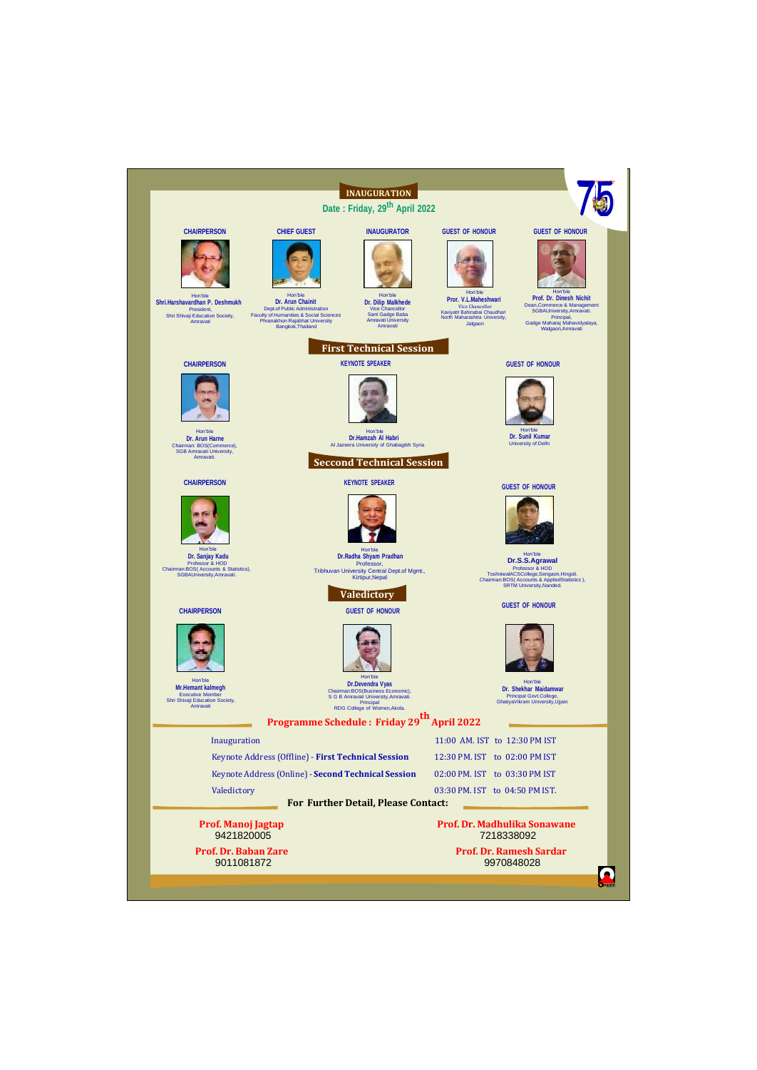## INAUGURATION

**Date : Friday, 29th April 2022**

**CHAIRPERSON**
Hon'ble
**Shri.Harshavardhan P. Deshmukh**
President,
Shri Shivaji Education Society,
Amravati

**CHIEF GUEST**
Hon'ble
**Dr. Arun Chainit**
Dept.of Public Administration
Faculty of Humanities & Social Sciences
Phranakhon Rajabhat University
Bangkok,Thailand

**INAUGURATOR**
Hon'ble
**Dr. Dilip Malkhede**
Vice Chancellor
Sant Gadge Baba
Amravati University
Amravati

**GUEST OF HONOUR**
Hon'ble
**Pror. V.L.Maheshwari**
Vice Chancellor
Kaviyatri Bahinabai Chaudhari
North Maharashtra University,
Jalgaon

**GUEST OF HONOUR**
Hon'ble
**Prof. Dr. Dinesh Nichit**
Dean,Commerce & Management
SGBAUniversity,Amravati.
Principal,
Gadge Maharaj Mahavidyalaya,
Walgaon,Amravati

## First Technical Session

**CHAIRPERSON**
Hon'ble
**Dr. Arun Harne**
Chairman: BOS(Commerce),
SGB Amravati University,
Amravati.

**KEYNOTE SPEAKER**
Hon'ble
**Dr.Hamzah Al Habri**
Al Jazeera University of Ghabagibh Syria

**GUEST OF HONOUR**
Hon'ble
**Dr. Sunil Kumar**
University of Delhi

## Seccond Technical Session

**CHAIRPERSON**
Hon'ble
**Dr. Sanjay Kadu**
Professor & HOD
Chairman:BOS( Accounts & Statistics),
SGBAUniversity,Amravati.

**KEYNOTE SPEAKER**
Hon'ble
**Dr.Radha Shyam Pradhan**
Professor,
Tribhuvan University Central Dept.of Mgmt.,
Kirtipur,Nepal

**GUEST OF HONOUR**
Hon'ble
**Dr.S.S.Agrawal**
Professor & HOD
ToshniwalACSCollege,Sengaon,Hingoli.
Chairman:BOS( Accounts & AppliedStatistics ),
SRTM University,Nanded.

## Valedictory

**CHAIRPERSON**
Hon'ble
**Mr.Hemant kalmegh**
Executive Member
Shri Shivaji Education Society,
Amravati

**GUEST OF HONOUR**
Hon'ble
**Dr.Devendra Vyas**
Chairman:BOS(Business Economic),
S G B Amravati University,Amravati.
Principal
RDG College of Women,Akola.

**GUEST OF HONOUR**
Hon'ble
**Dr. Shekhar Maidamwar**
Principal Govt.College,
GhatiyaVikram University,Ujjain

## Programme Schedule : Friday 29th April 2022

| | |
|---|---|
| Inauguration | 11:00 AM. IST to 12:30 PM IST |
| Keynote Address (Offline) - **First Technical Session** | 12:30 PM. IST to 02:00 PM IST |
| Keynote Address (Online) - **Second Technical Session** | 02:00 PM. IST to 03:30 PM IST |
| Valedictory | 03:30 PM. IST to 04:50 PM IST. |

**For Further Detail, Please Contact:**

**Prof. Manoj Jagtap**
9421820005

**Prof. Dr. Madhulika Sonawane**
7218338092

**Prof. Dr. Baban Zare**
9011081872

**Prof. Dr. Ramesh Sardar**
9970848028